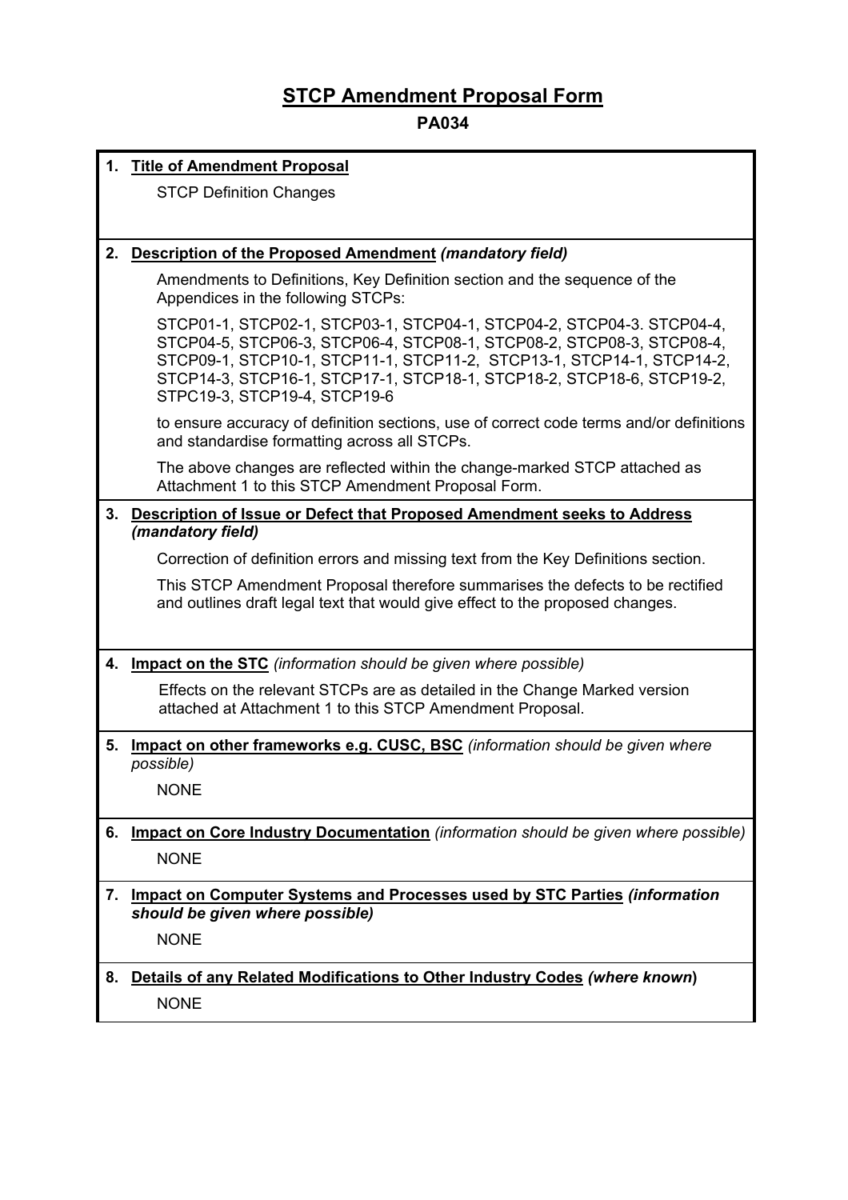# STCP Amendment Proposal Form

## PA034

**1. Title of Amendment Proposal**

STCP Definition Changes

**2. Description of the Proposed Amendment** ***(mandatory field)***

Amendments to Definitions, Key Definition section and the sequence of the Appendices in the following STCPs:

STCP01-1, STCP02-1, STCP03-1, STCP04-1, STCP04-2, STCP04-3. STCP04-4, STCP04-5, STCP06-3, STCP06-4, STCP08-1, STCP08-2, STCP08-3, STCP08-4, STCP09-1, STCP10-1, STCP11-1, STCP11-2, STCP13-1, STCP14-1, STCP14-2, STCP14-3, STCP16-1, STCP17-1, STCP18-1, STCP18-2, STCP18-6, STCP19-2, STPC19-3, STCP19-4, STCP19-6

to ensure accuracy of definition sections, use of correct code terms and/or definitions and standardise formatting across all STCPs.

The above changes are reflected within the change-marked STCP attached as Attachment 1 to this STCP Amendment Proposal Form.

**3. Description of Issue or Defect that Proposed Amendment seeks to Address** ***(mandatory field)***

Correction of definition errors and missing text from the Key Definitions section.

This STCP Amendment Proposal therefore summarises the defects to be rectified and outlines draft legal text that would give effect to the proposed changes.

**4. Impact on the STC** *(information should be given where possible)*

Effects on the relevant STCPs are as detailed in the Change Marked version attached at Attachment 1 to this STCP Amendment Proposal.

**5. Impact on other frameworks e.g. CUSC, BSC** *(information should be given where possible)*

NONE

**6. Impact on Core Industry Documentation** *(information should be given where possible)*

NONE

**7. Impact on Computer Systems and Processes used by STC Parties** ***(information should be given where possible)***

NONE

**8. Details of any Related Modifications to Other Industry Codes** ***(where known)***

NONE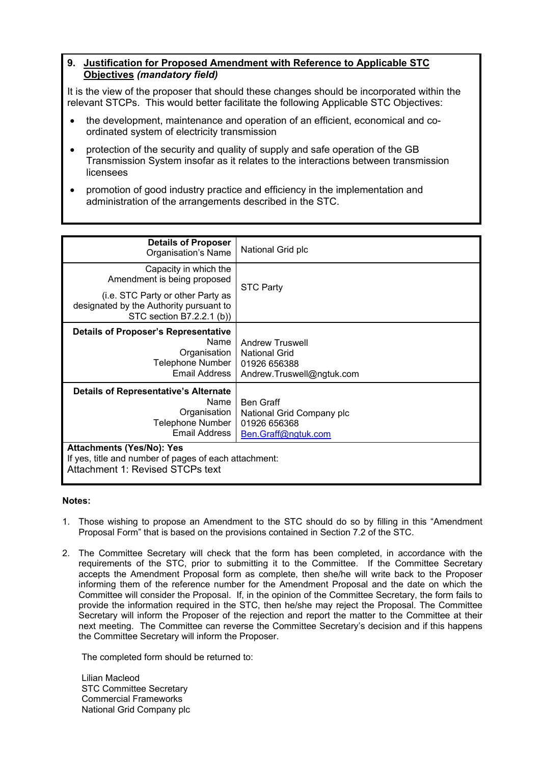## 9. Justification for Proposed Amendment with Reference to Applicable STC Objectives *(mandatory field)*

It is the view of the proposer that should these changes should be incorporated within the relevant STCPs. This would better facilitate the following Applicable STC Objectives:

- the development, maintenance and operation of an efficient, economical and co-ordinated system of electricity transmission
- protection of the security and quality of supply and safe operation of the GB Transmission System insofar as it relates to the interactions between transmission licensees
- promotion of good industry practice and efficiency in the implementation and administration of the arrangements described in the STC.

| **Details of Proposer**<br>Organisation's Name | National Grid plc |
|---|---|
| Capacity in which the Amendment is being proposed<br>(i.e. STC Party or other Party as designated by the Authority pursuant to STC section B7.2.2.1 (b)) | STC Party |
| **Details of Proposer's Representative**<br>Name<br>Organisation<br>Telephone Number<br>Email Address | Andrew Truswell<br>National Grid<br>01926 656388<br>Andrew.Truswell@ngtuk.com |
| **Details of Representative's Alternate**<br>Name<br>Organisation<br>Telephone Number<br>Email Address | Ben Graff<br>National Grid Company plc<br>01926 656368<br>Ben.Graff@ngtuk.com |
| **Attachments (Yes/No): Yes**<br>If yes, title and number of pages of each attachment:<br>Attachment 1: Revised STCPs text | |

**Notes:**

1. Those wishing to propose an Amendment to the STC should do so by filling in this "Amendment Proposal Form" that is based on the provisions contained in Section 7.2 of the STC.

2. The Committee Secretary will check that the form has been completed, in accordance with the requirements of the STC, prior to submitting it to the Committee. If the Committee Secretary accepts the Amendment Proposal form as complete, then she/he will write back to the Proposer informing them of the reference number for the Amendment Proposal and the date on which the Committee will consider the Proposal. If, in the opinion of the Committee Secretary, the form fails to provide the information required in the STC, then he/she may reject the Proposal. The Committee Secretary will inform the Proposer of the rejection and report the matter to the Committee at their next meeting. The Committee can reverse the Committee Secretary's decision and if this happens the Committee Secretary will inform the Proposer.

   The completed form should be returned to:

   Lilian Macleod
   STC Committee Secretary
   Commercial Frameworks
   National Grid Company plc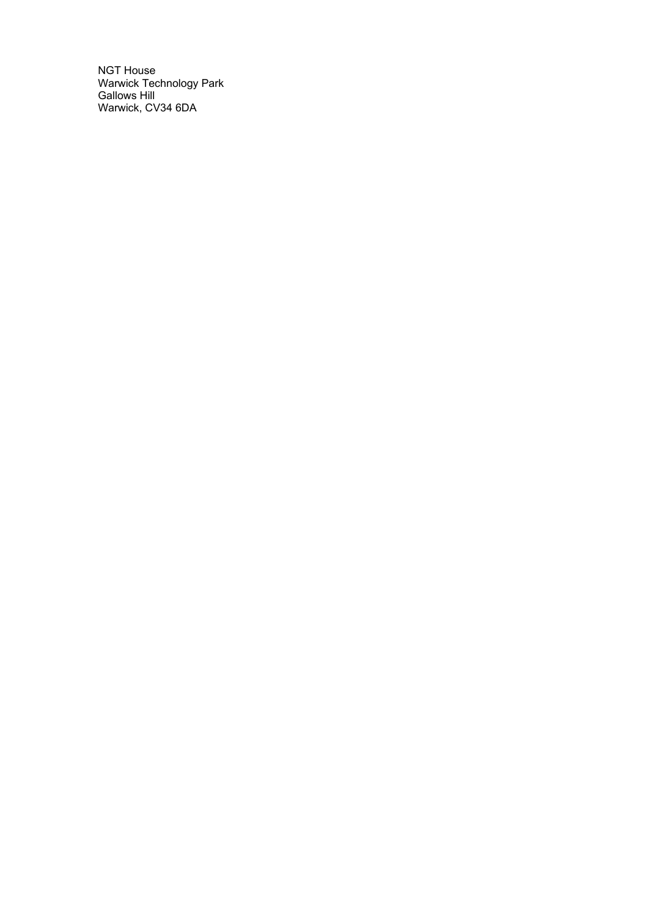NGT House
Warwick Technology Park
Gallows Hill
Warwick, CV34 6DA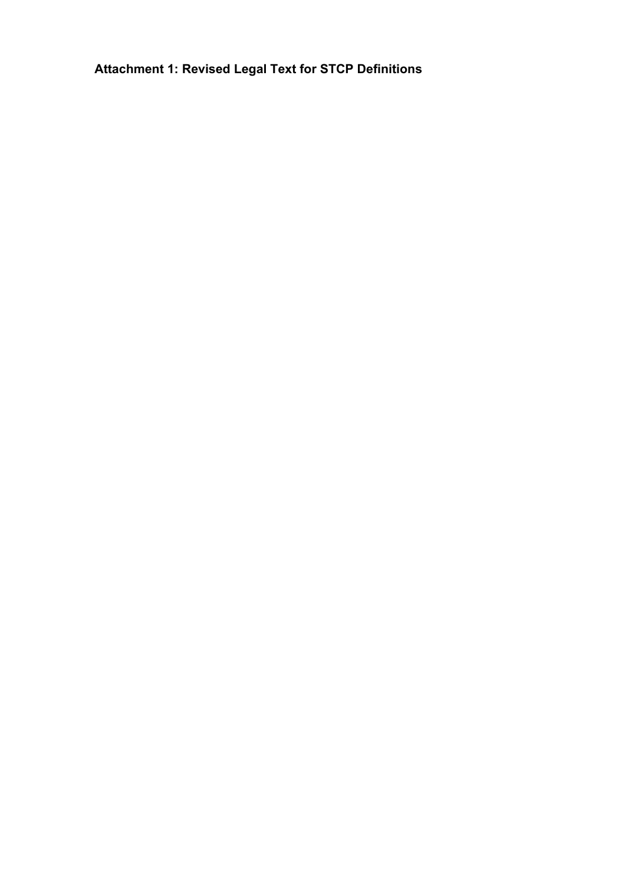## Attachment 1: Revised Legal Text for STCP Definitions